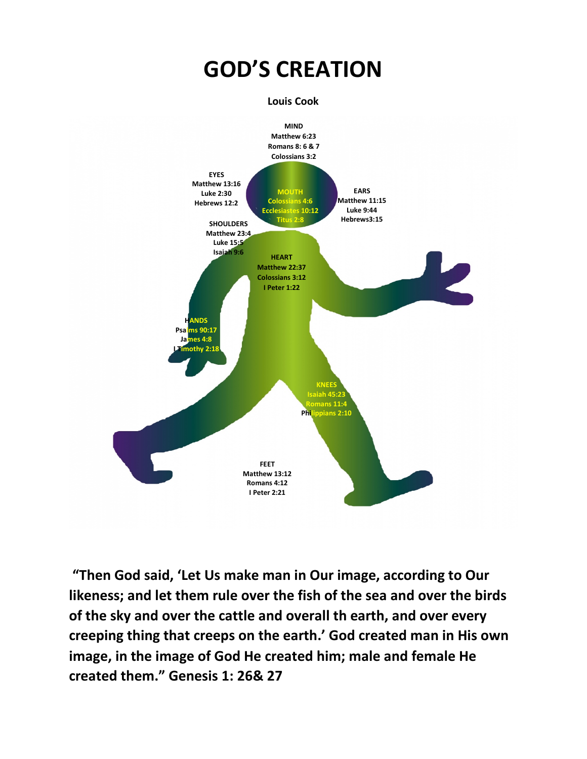# GOD'S CREATION

**Louis Cook**

MIND
Matthew 6:23
Romans 8: 6 & 7
Colossians 3:2

EYES
Matthew 13:16
Luke 2:30
Hebrews 12:2

MOUTH
Colossians 4:6
Ecclesiastes 10:12
Titus 2:8

EARS
Matthew 11:15
Luke 9:44
Hebrews3:15

SHOULDERS
Matthew 23:4
Luke 15:5
Isaiah 9:6

HEART
Matthew 22:37
Colossians 3:12
I Peter 1:22

HANDS
Psalms 90:17
James 4:8
I Timothy 2:18

KNEES
Isaiah 45:23
Romans 11:4
Philippians 2:10

FEET
Matthew 13:12
Romans 4:12
I Peter 2:21

**"Then God said, 'Let Us make man in Our image, according to Our likeness; and let them rule over the fish of the sea and over the birds of the sky and over the cattle and overall th earth, and over every creeping thing that creeps on the earth.' God created man in His own image, in the image of God He created him; male and female He created them." Genesis 1: 26& 27**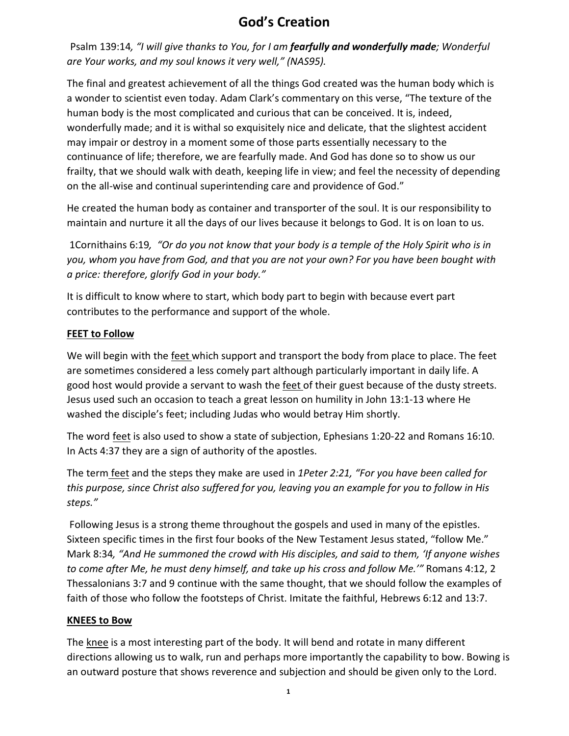# God's Creation

Psalm 139:14*, "I will give thanks to You, for I am **fearfully and wonderfully made**; Wonderful are Your works, and my soul knows it very well," (NAS95).*

The final and greatest achievement of all the things God created was the human body which is a wonder to scientist even today. Adam Clark's commentary on this verse, "The texture of the human body is the most complicated and curious that can be conceived. It is, indeed, wonderfully made; and it is withal so exquisitely nice and delicate, that the slightest accident may impair or destroy in a moment some of those parts essentially necessary to the continuance of life; therefore, we are fearfully made. And God has done so to show us our frailty, that we should walk with death, keeping life in view; and feel the necessity of depending on the all-wise and continual superintending care and providence of God."

He created the human body as container and transporter of the soul. It is our responsibility to maintain and nurture it all the days of our lives because it belongs to God. It is on loan to us.

1Cornithains 6:19*, "Or do you not know that your body is a temple of the Holy Spirit who is in you, whom you have from God, and that you are not your own? For you have been bought with a price: therefore, glorify God in your body."*

It is difficult to know where to start, which body part to begin with because evert part contributes to the performance and support of the whole.

**FEET to Follow**

We will begin with the feet which support and transport the body from place to place. The feet are sometimes considered a less comely part although particularly important in daily life. A good host would provide a servant to wash the feet of their guest because of the dusty streets. Jesus used such an occasion to teach a great lesson on humility in John 13:1-13 where He washed the disciple's feet; including Judas who would betray Him shortly.

The word feet is also used to show a state of subjection, Ephesians 1:20-22 and Romans 16:10. In Acts 4:37 they are a sign of authority of the apostles.

The term feet and the steps they make are used in *1Peter 2:21, "For you have been called for this purpose, since Christ also suffered for you, leaving you an example for you to follow in His steps."*

Following Jesus is a strong theme throughout the gospels and used in many of the epistles. Sixteen specific times in the first four books of the New Testament Jesus stated, "follow Me." Mark 8:34*, "And He summoned the crowd with His disciples, and said to them, 'If anyone wishes to come after Me, he must deny himself, and take up his cross and follow Me.'"* Romans 4:12, 2 Thessalonians 3:7 and 9 continue with the same thought, that we should follow the examples of faith of those who follow the footsteps of Christ. Imitate the faithful, Hebrews 6:12 and 13:7.

**KNEES to Bow**

The knee is a most interesting part of the body. It will bend and rotate in many different directions allowing us to walk, run and perhaps more importantly the capability to bow. Bowing is an outward posture that shows reverence and subjection and should be given only to the Lord.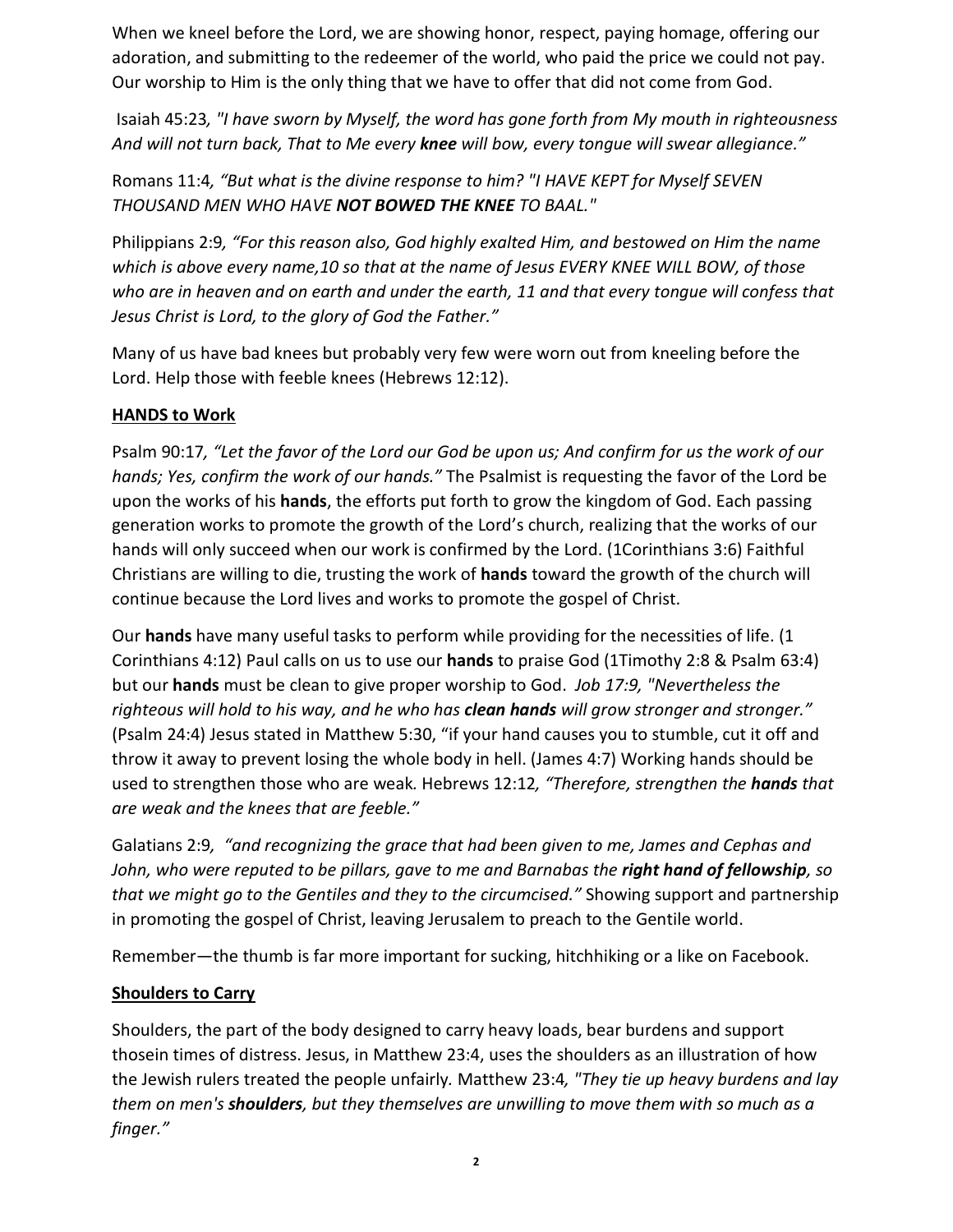When we kneel before the Lord, we are showing honor, respect, paying homage, offering our adoration, and submitting to the redeemer of the world, who paid the price we could not pay. Our worship to Him is the only thing that we have to offer that did not come from God.

Isaiah 45:23*, "I have sworn by Myself, the word has gone forth from My mouth in righteousness And will not turn back, That to Me every **knee** will bow, every tongue will swear allegiance."*

Romans 11:4*, "But what is the divine response to him? "I HAVE KEPT for Myself SEVEN THOUSAND MEN WHO HAVE **NOT BOWED THE KNEE** TO BAAL."*

Philippians 2:9*, "For this reason also, God highly exalted Him, and bestowed on Him the name which is above every name,10 so that at the name of Jesus EVERY KNEE WILL BOW, of those who are in heaven and on earth and under the earth, 11 and that every tongue will confess that Jesus Christ is Lord, to the glory of God the Father."*

Many of us have bad knees but probably very few were worn out from kneeling before the Lord. Help those with feeble knees (Hebrews 12:12).

**HANDS to Work**

Psalm 90:17*, "Let the favor of the Lord our God be upon us; And confirm for us the work of our hands; Yes, confirm the work of our hands."* The Psalmist is requesting the favor of the Lord be upon the works of his **hands**, the efforts put forth to grow the kingdom of God. Each passing generation works to promote the growth of the Lord's church, realizing that the works of our hands will only succeed when our work is confirmed by the Lord. (1Corinthians 3:6) Faithful Christians are willing to die, trusting the work of **hands** toward the growth of the church will continue because the Lord lives and works to promote the gospel of Christ.

Our **hands** have many useful tasks to perform while providing for the necessities of life. (1 Corinthians 4:12) Paul calls on us to use our **hands** to praise God (1Timothy 2:8 & Psalm 63:4) but our **hands** must be clean to give proper worship to God. *Job 17:9, "Nevertheless the righteous will hold to his way, and he who has **clean hands** will grow stronger and stronger."* (Psalm 24:4) Jesus stated in Matthew 5:30, "if your hand causes you to stumble, cut it off and throw it away to prevent losing the whole body in hell. (James 4:7) Working hands should be used to strengthen those who are weak. Hebrews 12:12*, "Therefore, strengthen the **hands** that are weak and the knees that are feeble."*

Galatians 2:9*, "and recognizing the grace that had been given to me, James and Cephas and John, who were reputed to be pillars, gave to me and Barnabas the **right hand of fellowship**, so that we might go to the Gentiles and they to the circumcised."* Showing support and partnership in promoting the gospel of Christ, leaving Jerusalem to preach to the Gentile world.

Remember—the thumb is far more important for sucking, hitchhiking or a like on Facebook.

**Shoulders to Carry**

Shoulders, the part of the body designed to carry heavy loads, bear burdens and support thosein times of distress. Jesus, in Matthew 23:4, uses the shoulders as an illustration of how the Jewish rulers treated the people unfairly. Matthew 23:4*, "They tie up heavy burdens and lay them on men's **shoulders**, but they themselves are unwilling to move them with so much as a finger."*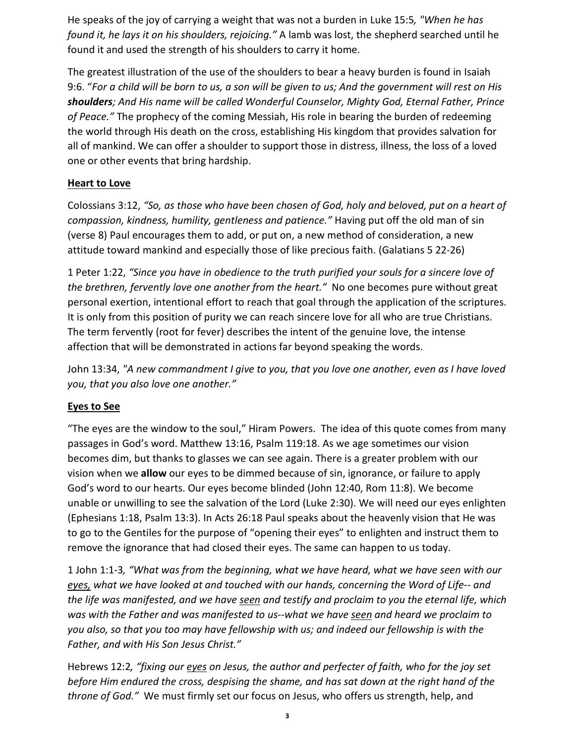He speaks of the joy of carrying a weight that was not a burden in Luke 15:5*, "When he has found it, he lays it on his shoulders, rejoicing."* A lamb was lost, the shepherd searched until he found it and used the strength of his shoulders to carry it home.

The greatest illustration of the use of the shoulders to bear a heavy burden is found in Isaiah 9:6. "*For a child will be born to us, a son will be given to us; And the government will rest on His **shoulders**; And His name will be called Wonderful Counselor, Mighty God, Eternal Father, Prince of Peace."* The prophecy of the coming Messiah, His role in bearing the burden of redeeming the world through His death on the cross, establishing His kingdom that provides salvation for all of mankind. We can offer a shoulder to support those in distress, illness, the loss of a loved one or other events that bring hardship.

<u>**Heart to Love**</u>

Colossians 3:12, *"So, as those who have been chosen of God, holy and beloved, put on a heart of compassion, kindness, humility, gentleness and patience."* Having put off the old man of sin (verse 8) Paul encourages them to add, or put on, a new method of consideration, a new attitude toward mankind and especially those of like precious faith. (Galatians 5 22-26)

1 Peter 1:22, *"Since you have in obedience to the truth purified your souls for a sincere love of the brethren, fervently love one another from the heart."* No one becomes pure without great personal exertion, intentional effort to reach that goal through the application of the scriptures. It is only from this position of purity we can reach sincere love for all who are true Christians. The term fervently (root for fever) describes the intent of the genuine love, the intense affection that will be demonstrated in actions far beyond speaking the words.

John 13:34, *"A new commandment I give to you, that you love one another, even as I have loved you, that you also love one another."*

<u>**Eyes to See**</u>

"The eyes are the window to the soul," Hiram Powers. The idea of this quote comes from many passages in God's word. Matthew 13:16, Psalm 119:18. As we age sometimes our vision becomes dim, but thanks to glasses we can see again. There is a greater problem with our vision when we **allow** our eyes to be dimmed because of sin, ignorance, or failure to apply God's word to our hearts. Our eyes become blinded (John 12:40, Rom 11:8). We become unable or unwilling to see the salvation of the Lord (Luke 2:30). We will need our eyes enlighten (Ephesians 1:18, Psalm 13:3). In Acts 26:18 Paul speaks about the heavenly vision that He was to go to the Gentiles for the purpose of "opening their eyes" to enlighten and instruct them to remove the ignorance that had closed their eyes. The same can happen to us today.

1 John 1:1-3*, "What was from the beginning, what we have heard, what we have seen with our <u>eyes,</u> what we have looked at and touched with our hands, concerning the Word of Life-- and the life was manifested, and we have <u>seen</u> and testify and proclaim to you the eternal life, which was with the Father and was manifested to us--what we have <u>seen</u> and heard we proclaim to you also, so that you too may have fellowship with us; and indeed our fellowship is with the Father, and with His Son Jesus Christ."*

Hebrews 12:2*, "fixing our <u>eyes</u> on Jesus, the author and perfecter of faith, who for the joy set before Him endured the cross, despising the shame, and has sat down at the right hand of the throne of God."* We must firmly set our focus on Jesus, who offers us strength, help, and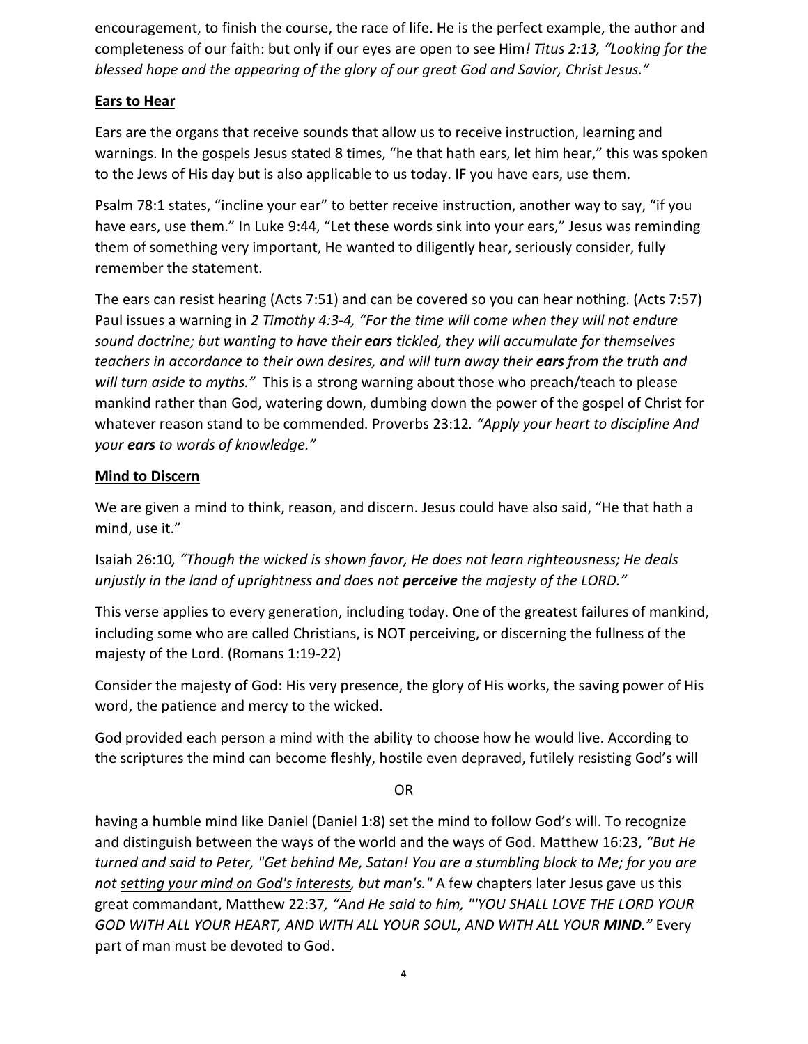encouragement, to finish the course, the race of life. He is the perfect example, the author and completeness of our faith: <u>but only if</u> <u>our eyes are open to see Him</u>*! Titus 2:13, "Looking for the blessed hope and the appearing of the glory of our great God and Savior, Christ Jesus."*

**<u>Ears to Hear</u>**

Ears are the organs that receive sounds that allow us to receive instruction, learning and warnings. In the gospels Jesus stated 8 times, "he that hath ears, let him hear," this was spoken to the Jews of His day but is also applicable to us today. IF you have ears, use them.

Psalm 78:1 states, "incline your ear" to better receive instruction, another way to say, "if you have ears, use them." In Luke 9:44, "Let these words sink into your ears," Jesus was reminding them of something very important, He wanted to diligently hear, seriously consider, fully remember the statement.

The ears can resist hearing (Acts 7:51) and can be covered so you can hear nothing. (Acts 7:57) Paul issues a warning in *2 Timothy 4:3-4, "For the time will come when they will not endure sound doctrine; but wanting to have their **ears** tickled, they will accumulate for themselves teachers in accordance to their own desires, and will turn away their **ears** from the truth and will turn aside to myths."* This is a strong warning about those who preach/teach to please mankind rather than God, watering down, dumbing down the power of the gospel of Christ for whatever reason stand to be commended. Proverbs 23:12*. "Apply your heart to discipline And your **ears** to words of knowledge."*

**<u>Mind to Discern</u>**

We are given a mind to think, reason, and discern. Jesus could have also said, "He that hath a mind, use it."

Isaiah 26:10*, "Though the wicked is shown favor, He does not learn righteousness; He deals unjustly in the land of uprightness and does not **perceive** the majesty of the LORD."*

This verse applies to every generation, including today. One of the greatest failures of mankind, including some who are called Christians, is NOT perceiving, or discerning the fullness of the majesty of the Lord. (Romans 1:19-22)

Consider the majesty of God: His very presence, the glory of His works, the saving power of His word, the patience and mercy to the wicked.

God provided each person a mind with the ability to choose how he would live. According to the scriptures the mind can become fleshly, hostile even depraved, futilely resisting God's will

OR

having a humble mind like Daniel (Daniel 1:8) set the mind to follow God's will. To recognize and distinguish between the ways of the world and the ways of God. Matthew 16:23, *"But He turned and said to Peter, "Get behind Me, Satan! You are a stumbling block to Me; for you are not <u>setting your mind on God's interests</u>, but man's."* A few chapters later Jesus gave us this great commandant, Matthew 22:37*, "And He said to him, "'YOU SHALL LOVE THE LORD YOUR GOD WITH ALL YOUR HEART, AND WITH ALL YOUR SOUL, AND WITH ALL YOUR **MIND**."* Every part of man must be devoted to God.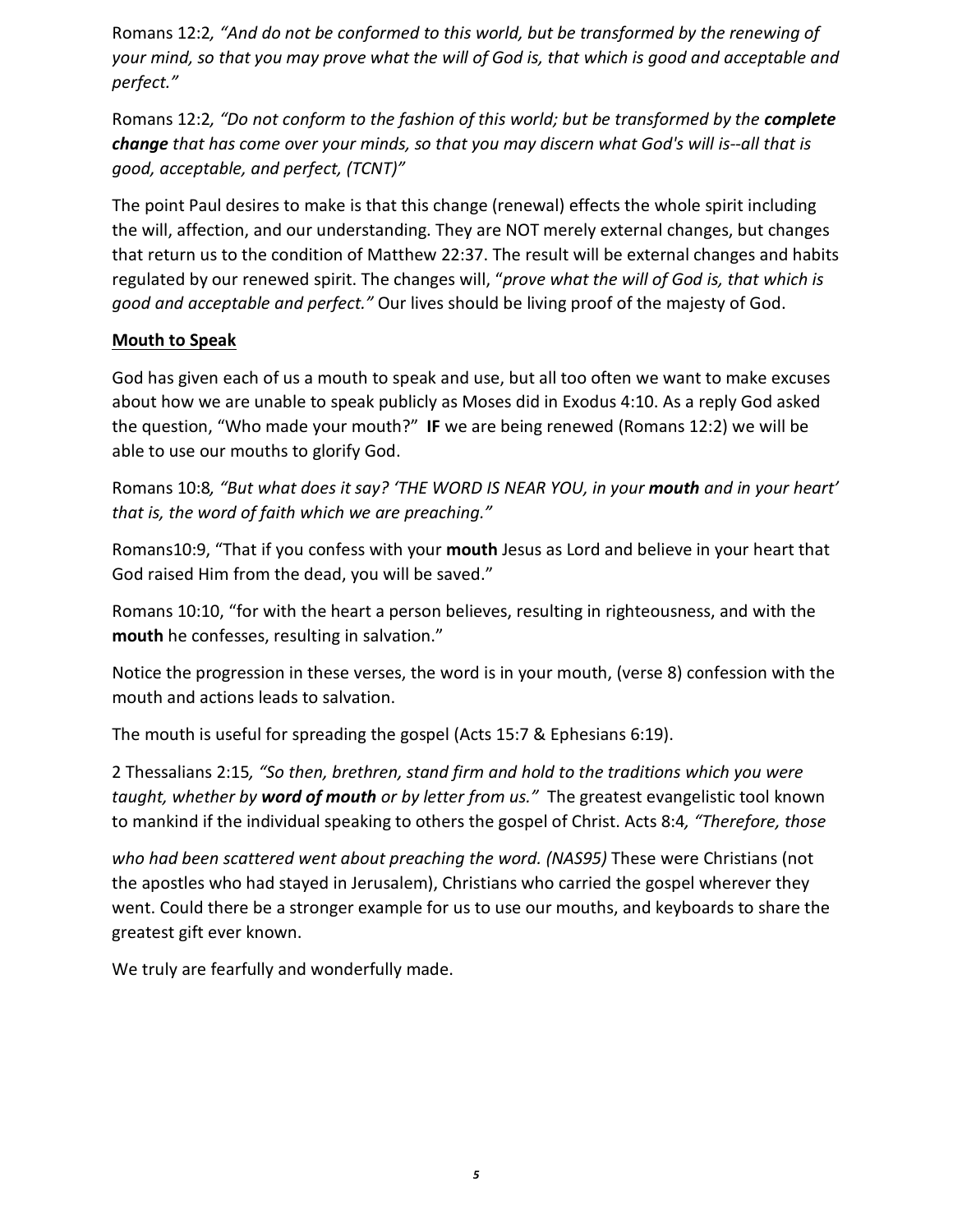Romans 12:2, *"And do not be conformed to this world, but be transformed by the renewing of your mind, so that you may prove what the will of God is, that which is good and acceptable and perfect."*

Romans 12:2, *"Do not conform to the fashion of this world; but be transformed by the* ***complete change*** *that has come over your minds, so that you may discern what God's will is--all that is good, acceptable, and perfect, (TCNT)"*

The point Paul desires to make is that this change (renewal) effects the whole spirit including the will, affection, and our understanding. They are NOT merely external changes, but changes that return us to the condition of Matthew 22:37. The result will be external changes and habits regulated by our renewed spirit. The changes will, "*prove what the will of God is, that which is good and acceptable and perfect."* Our lives should be living proof of the majesty of God.

**Mouth to Speak**

God has given each of us a mouth to speak and use, but all too often we want to make excuses about how we are unable to speak publicly as Moses did in Exodus 4:10. As a reply God asked the question, "Who made your mouth?" **IF** we are being renewed (Romans 12:2) we will be able to use our mouths to glorify God.

Romans 10:8, *"But what does it say? 'THE WORD IS NEAR YOU, in your* ***mouth*** *and in your heart' that is, the word of faith which we are preaching."*

Romans10:9, "That if you confess with your **mouth** Jesus as Lord and believe in your heart that God raised Him from the dead, you will be saved."

Romans 10:10, "for with the heart a person believes, resulting in righteousness, and with the **mouth** he confesses, resulting in salvation."

Notice the progression in these verses, the word is in your mouth, (verse 8) confession with the mouth and actions leads to salvation.

The mouth is useful for spreading the gospel (Acts 15:7 & Ephesians 6:19).

2 Thessalians 2:15, *"So then, brethren, stand firm and hold to the traditions which you were taught, whether by* ***word of mouth*** *or by letter from us."* The greatest evangelistic tool known to mankind if the individual speaking to others the gospel of Christ. Acts 8:4, *"Therefore, those who had been scattered went about preaching the word. (NAS95)* These were Christians (not the apostles who had stayed in Jerusalem), Christians who carried the gospel wherever they went. Could there be a stronger example for us to use our mouths, and keyboards to share the greatest gift ever known.

We truly are fearfully and wonderfully made.